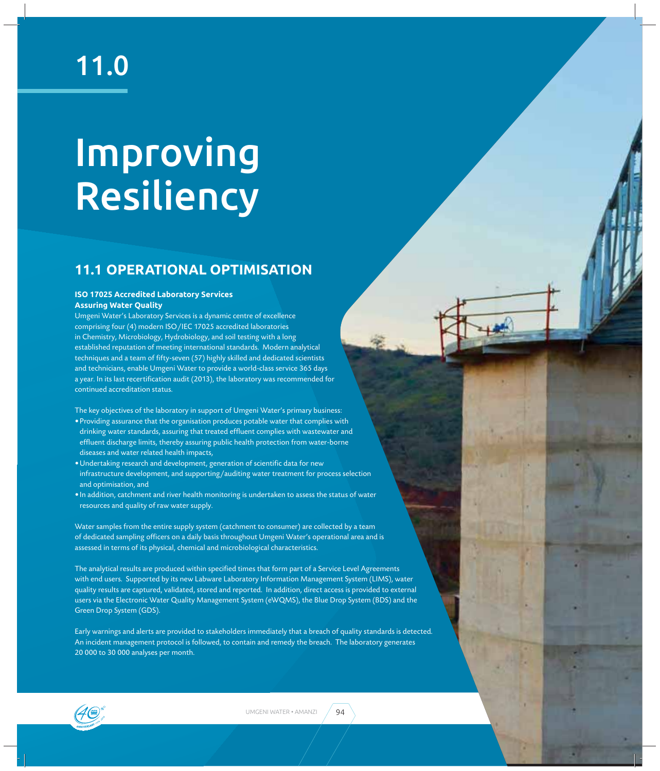# 11.0

# Improving Resiliency

## 11.1 OPERATIONAL OPTIMISATION

**ISO 17025 Accredited Laboratory Services**
**Assuring Water Quality**

Umgeni Water's Laboratory Services is a dynamic centre of excellence comprising four (4) modern ISO/IEC 17025 accredited laboratories in Chemistry, Microbiology, Hydrobiology, and soil testing with a long established reputation of meeting international standards. Modern analytical techniques and a team of fifty-seven (57) highly skilled and dedicated scientists and technicians, enable Umgeni Water to provide a world-class service 365 days a year. In its last recertification audit (2013), the laboratory was recommended for continued accreditation status.

The key objectives of the laboratory in support of Umgeni Water's primary business:

- Providing assurance that the organisation produces potable water that complies with drinking water standards, assuring that treated effluent complies with wastewater and effluent discharge limits, thereby assuring public health protection from water-borne diseases and water related health impacts,
- Undertaking research and development, generation of scientific data for new infrastructure development, and supporting/auditing water treatment for process selection and optimisation, and
- In addition, catchment and river health monitoring is undertaken to assess the status of water resources and quality of raw water supply.

Water samples from the entire supply system (catchment to consumer) are collected by a team of dedicated sampling officers on a daily basis throughout Umgeni Water's operational area and is assessed in terms of its physical, chemical and microbiological characteristics.

The analytical results are produced within specified times that form part of a Service Level Agreements with end users. Supported by its new Labware Laboratory Information Management System (LIMS), water quality results are captured, validated, stored and reported. In addition, direct access is provided to external users via the Electronic Water Quality Management System (eWQMS), the Blue Drop System (BDS) and the Green Drop System (GDS).

Early warnings and alerts are provided to stakeholders immediately that a breach of quality standards is detected. An incident management protocol is followed, to contain and remedy the breach. The laboratory generates 20 000 to 30 000 analyses per month.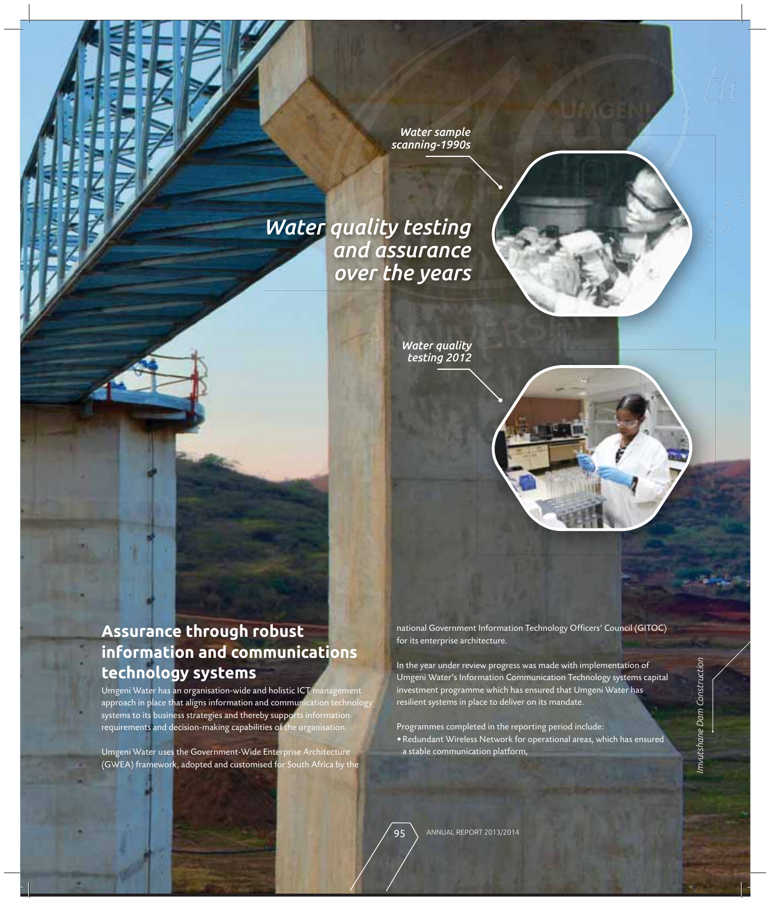*Water sample scanning-1990s*

## *Water quality testing and assurance over the years*

*Water quality testing 2012*

## Assurance through robust information and communications technology systems

Umgeni Water has an organisation-wide and holistic ICT management approach in place that aligns information and communication technology systems to its business strategies and thereby supports information requirements and decision-making capabilities of the organisation.

Umgeni Water uses the Government-Wide Enterprise Architecture (GWEA) framework, adopted and customised for South Africa by the national Government Information Technology Officers' Council (GITOC) for its enterprise architecture.

In the year under review progress was made with implementation of Umgeni Water's Information Communication Technology systems capital investment programme which has ensured that Umgeni Water has resilient systems in place to deliver on its mandate.

Programmes completed in the reporting period include:

- Redundant Wireless Network for operational areas, which has ensured a stable communication platform,

*Imvutshane Dam Construction*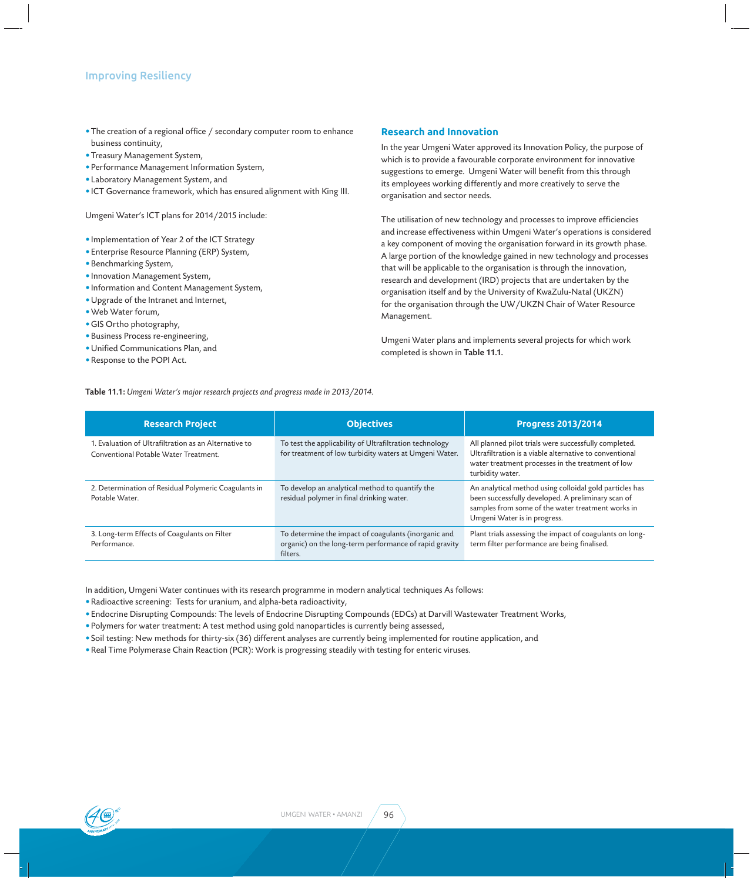- The creation of a regional office / secondary computer room to enhance business continuity,
- Treasury Management System,
- Performance Management Information System,
- Laboratory Management System, and
- ICT Governance framework, which has ensured alignment with King III.

Umgeni Water's ICT plans for 2014/2015 include:

- Implementation of Year 2 of the ICT Strategy
- Enterprise Resource Planning (ERP) System,
- Benchmarking System,
- Innovation Management System,
- Information and Content Management System,
- Upgrade of the Intranet and Internet,
- Web Water forum,
- GIS Ortho photography,
- Business Process re-engineering,
- Unified Communications Plan, and
- Response to the POPI Act.

## Research and Innovation

In the year Umgeni Water approved its Innovation Policy, the purpose of which is to provide a favourable corporate environment for innovative suggestions to emerge. Umgeni Water will benefit from this through its employees working differently and more creatively to serve the organisation and sector needs.

The utilisation of new technology and processes to improve efficiencies and increase effectiveness within Umgeni Water's operations is considered a key component of moving the organisation forward in its growth phase. A large portion of the knowledge gained in new technology and processes that will be applicable to the organisation is through the innovation, research and development (IRD) projects that are undertaken by the organisation itself and by the University of KwaZulu-Natal (UKZN) for the organisation through the UW/UKZN Chair of Water Resource Management.

Umgeni Water plans and implements several projects for which work completed is shown in **Table 11.1.**

**Table 11.1:** *Umgeni Water's major research projects and progress made in 2013/2014.*

| Research Project | Objectives | Progress 2013/2014 |
|---|---|---|
| 1. Evaluation of Ultrafiltration as an Alternative to Conventional Potable Water Treatment. | To test the applicability of Ultrafiltration technology for treatment of low turbidity waters at Umgeni Water. | All planned pilot trials were successfully completed. Ultrafiltration is a viable alternative to conventional water treatment processes in the treatment of low turbidity water. |
| 2. Determination of Residual Polymeric Coagulants in Potable Water. | To develop an analytical method to quantify the residual polymer in final drinking water. | An analytical method using colloidal gold particles has been successfully developed. A preliminary scan of samples from some of the water treatment works in Umgeni Water is in progress. |
| 3. Long-term Effects of Coagulants on Filter Performance. | To determine the impact of coagulants (inorganic and organic) on the long-term performance of rapid gravity filters. | Plant trials assessing the impact of coagulants on long-term filter performance are being finalised. |

In addition, Umgeni Water continues with its research programme in modern analytical techniques As follows:

- Radioactive screening: Tests for uranium, and alpha-beta radioactivity,
- Endocrine Disrupting Compounds: The levels of Endocrine Disrupting Compounds (EDCs) at Darvill Wastewater Treatment Works,
- Polymers for water treatment: A test method using gold nanoparticles is currently being assessed,
- Soil testing: New methods for thirty-six (36) different analyses are currently being implemented for routine application, and
- Real Time Polymerase Chain Reaction (PCR): Work is progressing steadily with testing for enteric viruses.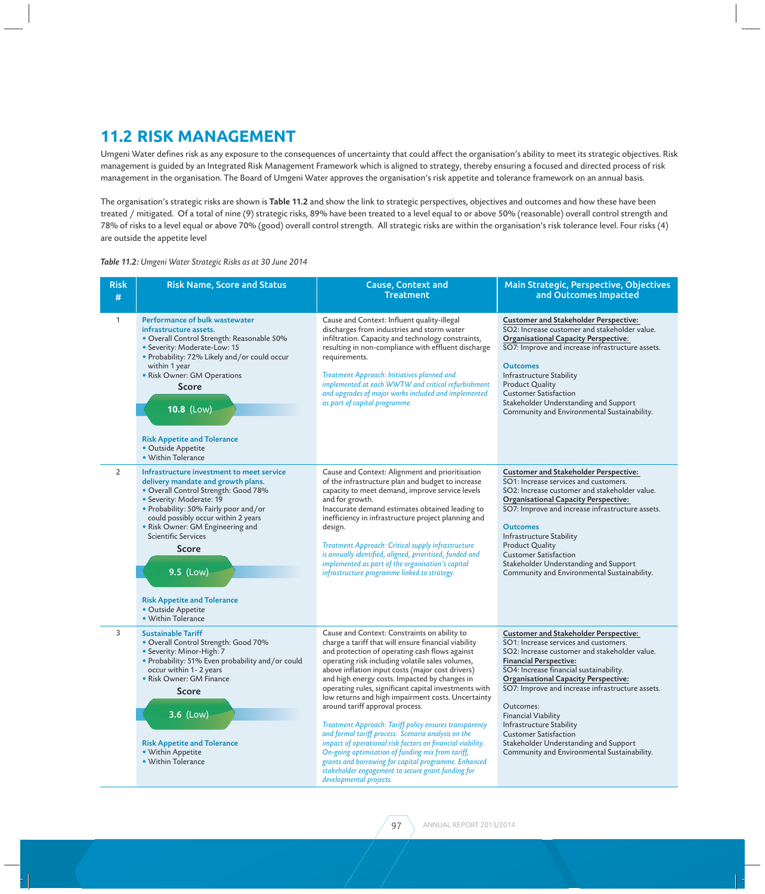## 11.2 RISK MANAGEMENT

Umgeni Water defines risk as any exposure to the consequences of uncertainty that could affect the organisation's ability to meet its strategic objectives. Risk management is guided by an Integrated Risk Management Framework which is aligned to strategy, thereby ensuring a focused and directed process of risk management in the organisation. The Board of Umgeni Water approves the organisation's risk appetite and tolerance framework on an annual basis.

The organisation's strategic risks are shown is **Table 11.2** and show the link to strategic perspectives, objectives and outcomes and how these have been treated / mitigated. Of a total of nine (9) strategic risks, 89% have been treated to a level equal to or above 50% (reasonable) overall control strength and 78% of risks to a level equal or above 70% (good) overall control strength. All strategic risks are within the organisation's risk tolerance level. Four risks (4) are outside the appetite level

*Table 11.2: Umgeni Water Strategic Risks as at 30 June 2014*

| Risk # | Risk Name, Score and Status | Cause, Context and Treatment | Main Strategic, Perspective, Objectives and Outcomes Impacted |
|---|---|---|---|
| 1 | **Performance of bulk wastewater infrastructure assets.**<br>• Overall Control Strength: Reasonable 50%<br>• Severity: Moderate-Low: 15<br>• Probability: 72% Likely and/or could occur within 1 year<br>• Risk Owner: GM Operations<br>**Score**<br>**10.8** (Low)<br>**Risk Appetite and Tolerance**<br>• Outside Appetite<br>• Within Tolerance | Cause and Context: Influent quality-illegal discharges from industries and storm water infiltration. Capacity and technology constraints, resulting in non-compliance with effluent discharge requirements.<br>*Treatment Approach: Initiatives planned and implemented at each WWTW and critical refurbishment and upgrades of major works included and implemented as part of capital programme.* | **Customer and Stakeholder Perspective:**<br>SO2: Increase customer and stakeholder value.<br>**Organisational Capacity Perspective:**<br>SO7: Improve and increase infrastructure assets.<br>**Outcomes**<br>Infrastructure Stability<br>Product Quality<br>Customer Satisfaction<br>Stakeholder Understanding and Support<br>Community and Environmental Sustainability. |
| 2 | **Infrastructure investment to meet service delivery mandate and growth plans.**<br>• Overall Control Strength: Good 78%<br>• Severity: Moderate: 19<br>• Probability: 50% Fairly poor and/or could possibly occur within 2 years<br>• Risk Owner: GM Engineering and Scientific Services<br>**Score**<br>**9.5** (Low)<br>**Risk Appetite and Tolerance**<br>• Outside Appetite<br>• Within Tolerance | Cause and Context: Alignment and prioritisation of the infrastructure plan and budget to increase capacity to meet demand, improve service levels and for growth.<br>Inaccurate demand estimates obtained leading to inefficiency in infrastructure project planning and design.<br>*Treatment Approach: Critical supply infrastructure is annually identified, aligned, prioritised, funded and implemented as part of the organisation's capital infrastructure programme linked to strategy.* | **Customer and Stakeholder Perspective:**<br>SO1: Increase services and customers.<br>SO2: Increase customer and stakeholder value.<br>**Organisational Capacity Perspective:**<br>SO7: Improve and increase infrastructure assets.<br>**Outcomes**<br>Infrastructure Stability<br>Product Quality<br>Customer Satisfaction<br>Stakeholder Understanding and Support<br>Community and Environmental Sustainability. |
| 3 | **Sustainable Tariff**<br>• Overall Control Strength: Good 70%<br>• Severity: Minor-High: 7<br>• Probability: 51% Even probability and/or could occur within 1- 2 years<br>• Risk Owner: GM Finance<br>**Score**<br>**3.6** (Low)<br>**Risk Appetite and Tolerance**<br>• Within Appetite<br>• Within Tolerance | Cause and Context: Constraints on ability to charge a tariff that will ensure financial viability and protection of operating cash flows against operating risk including volatile sales volumes, above inflation input costs (major cost drivers) and high energy costs. Impacted by changes in operating rules, significant capital investments with low returns and high impairment costs. Uncertainty around tariff approval process.<br>*Treatment Approach: Tariff policy ensures transparency and formal tariff process. Scenario analysis on the impact of operational risk factors on financial viability. On-going optimisation of funding mix from tariff, grants and borrowing for capital programme. Enhanced stakeholder engagement to secure grant funding for developmental projects.* | **Customer and Stakeholder Perspective:**<br>SO1: Increase services and customers.<br>SO2: Increase customer and stakeholder value.<br>**Financial Perspective:**<br>SO4: Increase financial sustainability.<br>**Organisational Capacity Perspective:**<br>SO7: Improve and increase infrastructure assets.<br>Outcomes:<br>Financial Viability<br>Infrastructure Stability<br>Customer Satisfaction<br>Stakeholder Understanding and Support<br>Community and Environmental Sustainability. |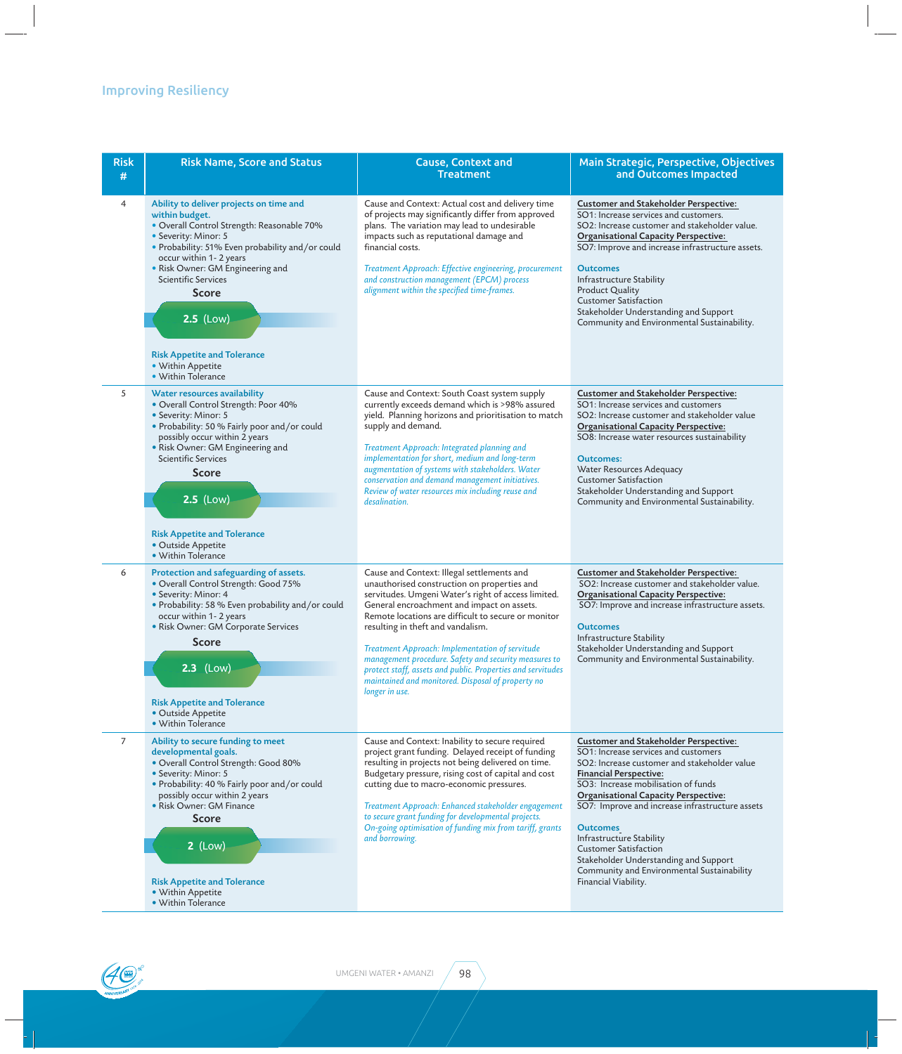## Improving Resiliency

| Risk # | Risk Name, Score and Status | Cause, Context and Treatment | Main Strategic, Perspective, Objectives and Outcomes Impacted |
|---|---|---|---|
| 4 | **Ability to deliver projects on time and within budget.**<br>• Overall Control Strength: Reasonable 70%<br>• Severity: Minor: 5<br>• Probability: 51% Even probability and/or could occur within 1- 2 years<br>• Risk Owner: GM Engineering and Scientific Services<br>**Score**<br>**2.5** (Low)<br>**Risk Appetite and Tolerance**<br>• Within Appetite<br>• Within Tolerance | Cause and Context: Actual cost and delivery time of projects may significantly differ from approved plans. The variation may lead to undesirable impacts such as reputational damage and financial costs.<br>*Treatment Approach: Effective engineering, procurement and construction management (EPCM) process alignment within the specified time-frames.* | **Customer and Stakeholder Perspective:**<br>SO1: Increase services and customers.<br>SO2: Increase customer and stakeholder value.<br>**Organisational Capacity Perspective:**<br>SO7: Improve and increase infrastructure assets.<br>**Outcomes**<br>Infrastructure Stability<br>Product Quality<br>Customer Satisfaction<br>Stakeholder Understanding and Support<br>Community and Environmental Sustainability. |
| 5 | **Water resources availability**<br>• Overall Control Strength: Poor 40%<br>• Severity: Minor: 5<br>• Probability: 50 % Fairly poor and/or could possibly occur within 2 years<br>• Risk Owner: GM Engineering and Scientific Services<br>**Score**<br>**2.5** (Low)<br>**Risk Appetite and Tolerance**<br>• Outside Appetite<br>• Within Tolerance | Cause and Context: South Coast system supply currently exceeds demand which is >98% assured yield. Planning horizons and prioritisation to match supply and demand.<br>*Treatment Approach: Integrated planning and implementation for short, medium and long-term augmentation of systems with stakeholders. Water conservation and demand management initiatives. Review of water resources mix including reuse and desalination.* | **Customer and Stakeholder Perspective:**<br>SO1: Increase services and customers<br>SO2: Increase customer and stakeholder value<br>**Organisational Capacity Perspective:**<br>SO8: Increase water resources sustainability<br>**Outcomes:**<br>Water Resources Adequacy<br>Customer Satisfaction<br>Stakeholder Understanding and Support<br>Community and Environmental Sustainability. |
| 6 | **Protection and safeguarding of assets.**<br>• Overall Control Strength: Good 75%<br>• Severity: Minor: 4<br>• Probability: 58 % Even probability and/or could occur within 1- 2 years<br>• Risk Owner: GM Corporate Services<br>**Score**<br>**2.3** (Low)<br>**Risk Appetite and Tolerance**<br>• Outside Appetite<br>• Within Tolerance | Cause and Context: Illegal settlements and unauthorised construction on properties and servitudes. Umgeni Water's right of access limited. General encroachment and impact on assets. Remote locations are difficult to secure or monitor resulting in theft and vandalism.<br>*Treatment Approach: Implementation of servitude management procedure. Safety and security measures to protect staff, assets and public. Properties and servitudes maintained and monitored. Disposal of property no longer in use.* | **Customer and Stakeholder Perspective:**<br>SO2: Increase customer and stakeholder value.<br>**Organisational Capacity Perspective:**<br>SO7: Improve and increase infrastructure assets.<br>**Outcomes**<br>Infrastructure Stability<br>Stakeholder Understanding and Support<br>Community and Environmental Sustainability. |
| 7 | **Ability to secure funding to meet developmental goals.**<br>• Overall Control Strength: Good 80%<br>• Severity: Minor: 5<br>• Probability: 40 % Fairly poor and/or could possibly occur within 2 years<br>• Risk Owner: GM Finance<br>**Score**<br>**2** (Low)<br>**Risk Appetite and Tolerance**<br>• Within Appetite<br>• Within Tolerance | Cause and Context: Inability to secure required project grant funding. Delayed receipt of funding resulting in projects not being delivered on time. Budgetary pressure, rising cost of capital and cost cutting due to macro-economic pressures.<br>*Treatment Approach: Enhanced stakeholder engagement to secure grant funding for developmental projects. On-going optimisation of funding mix from tariff, grants and borrowing.* | **Customer and Stakeholder Perspective:**<br>SO1: Increase services and customers<br>SO2: Increase customer and stakeholder value<br>**Financial Perspective:**<br>SO3: Increase mobilisation of funds<br>**Organisational Capacity Perspective:**<br>SO7: Improve and increase infrastructure assets<br>**Outcomes**<br>Infrastructure Stability<br>Customer Satisfaction<br>Stakeholder Understanding and Support<br>Community and Environmental Sustainability<br>Financial Viability. |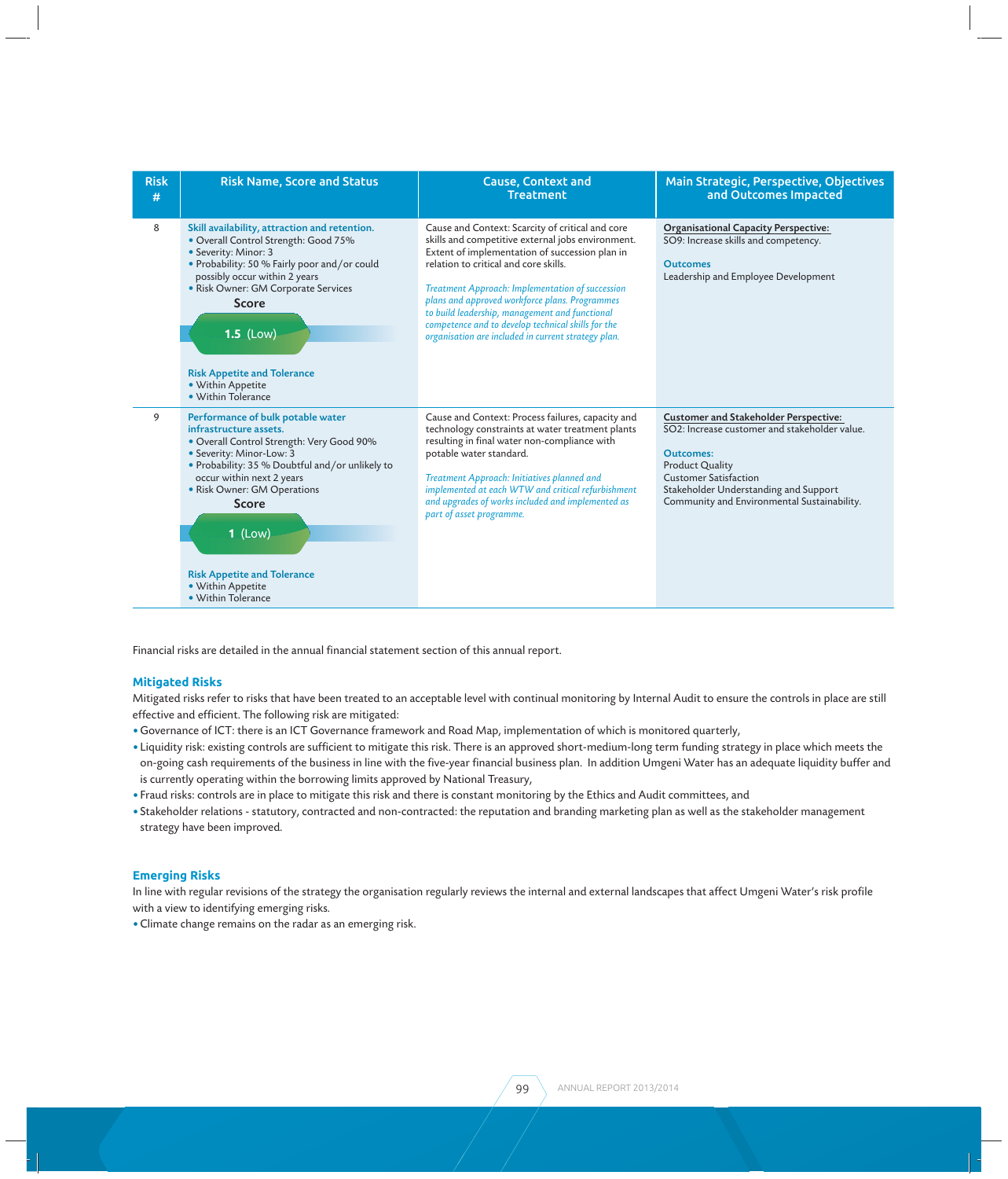| Risk # | Risk Name, Score and Status | Cause, Context and Treatment | Main Strategic, Perspective, Objectives and Outcomes Impacted |
|---|---|---|---|
| 8 | **Skill availability, attraction and retention.**<br>• Overall Control Strength: Good 75%<br>• Severity: Minor: 3<br>• Probability: 50 % Fairly poor and/or could possibly occur within 2 years<br>• Risk Owner: GM Corporate Services<br>**Score**<br>**1.5** (Low)<br>**Risk Appetite and Tolerance**<br>• Within Appetite<br>• Within Tolerance | Cause and Context: Scarcity of critical and core skills and competitive external jobs environment. Extent of implementation of succession plan in relation to critical and core skills.<br>*Treatment Approach: Implementation of succession plans and approved workforce plans. Programmes to build leadership, management and functional competence and to develop technical skills for the organisation are included in current strategy plan.* | **Organisational Capacity Perspective:**<br>SO9: Increase skills and competency.<br>**Outcomes**<br>Leadership and Employee Development |
| 9 | **Performance of bulk potable water infrastructure assets.**<br>• Overall Control Strength: Very Good 90%<br>• Severity: Minor-Low: 3<br>• Probability: 35 % Doubtful and/or unlikely to occur within next 2 years<br>• Risk Owner: GM Operations<br>**Score**<br>**1** (Low)<br>**Risk Appetite and Tolerance**<br>• Within Appetite<br>• Within Tolerance | Cause and Context: Process failures, capacity and technology constraints at water treatment plants resulting in final water non-compliance with potable water standard.<br>*Treatment Approach: Initiatives planned and implemented at each WTW and critical refurbishment and upgrades of works included and implemented as part of asset programme.* | **Customer and Stakeholder Perspective:**<br>SO2: Increase customer and stakeholder value.<br>**Outcomes:**<br>Product Quality<br>Customer Satisfaction<br>Stakeholder Understanding and Support<br>Community and Environmental Sustainability. |

Financial risks are detailed in the annual financial statement section of this annual report.

### Mitigated Risks

Mitigated risks refer to risks that have been treated to an acceptable level with continual monitoring by Internal Audit to ensure the controls in place are still effective and efficient. The following risk are mitigated:

- Governance of ICT: there is an ICT Governance framework and Road Map, implementation of which is monitored quarterly,
- Liquidity risk: existing controls are sufficient to mitigate this risk. There is an approved short-medium-long term funding strategy in place which meets the on-going cash requirements of the business in line with the five-year financial business plan. In addition Umgeni Water has an adequate liquidity buffer and is currently operating within the borrowing limits approved by National Treasury,
- Fraud risks: controls are in place to mitigate this risk and there is constant monitoring by the Ethics and Audit committees, and
- Stakeholder relations - statutory, contracted and non-contracted: the reputation and branding marketing plan as well as the stakeholder management strategy have been improved.

### Emerging Risks

In line with regular revisions of the strategy the organisation regularly reviews the internal and external landscapes that affect Umgeni Water's risk profile with a view to identifying emerging risks.

- Climate change remains on the radar as an emerging risk.